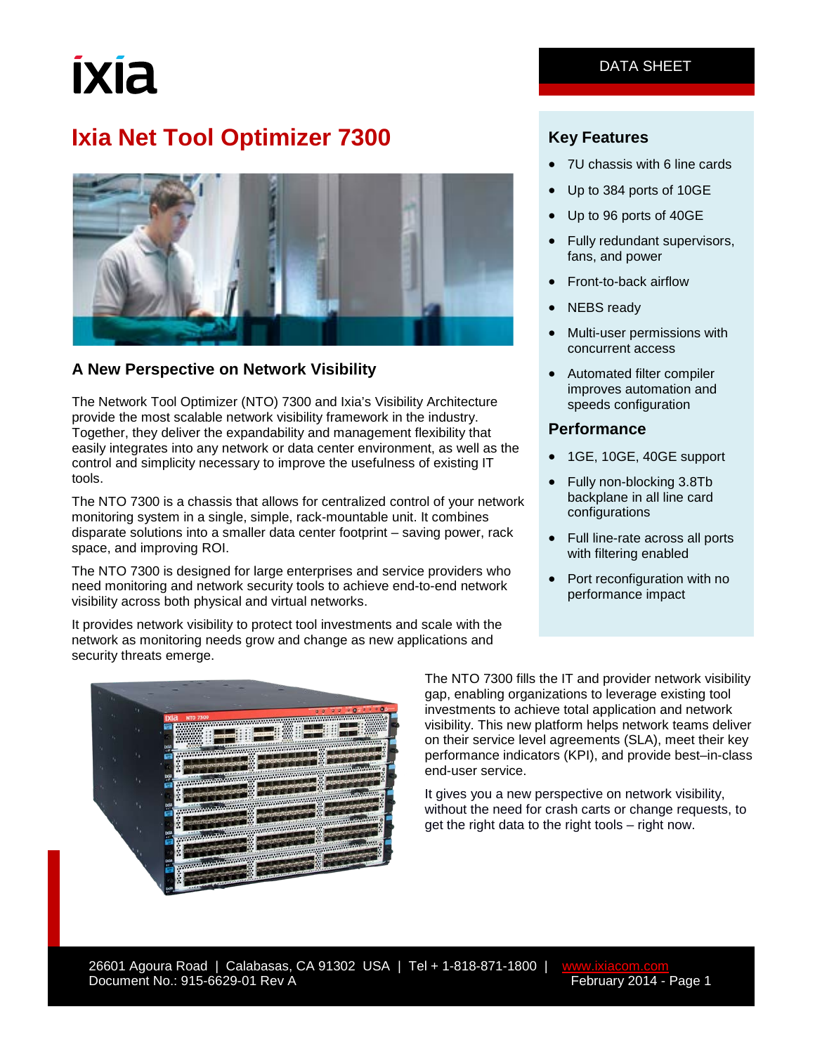DATA SHEET

# Ixia Net Tool Optimizer 7300

## A New Perspective on Network Visibility

The Network Tool Optimizer (NTO) 7300 and Ixia's Visibility Architecture provide the most scalable network visibility framework in the industry. Together, they deliver the expandability and management flexibility that easily integrates into any network or data center environment, as well as the control and simplicity necessary to improve the usefulness of existing IT tools.

The NTO 7300 is a chassis that allows for centralized control of your network monitoring system in a single, simple, rack-mountable unit. It combines disparate solutions into a smaller data center footprint – saving power, rack space, and improving ROI.

The NTO 7300 is designed for large enterprises and service providers who need monitoring and network security tools to achieve end-to-end network visibility across both physical and virtual networks.

It provides network visibility to protect tool investments and scale with the network as monitoring needs grow and change as new applications and security threats emerge.

The NTO 7300 fills the IT and provider network visibility gap, enabling organizations to leverage existing tool investments to achieve total application and network visibility. This new platform helps network teams deliver on their service level agreements (SLA), meet their key performance indicators (KPI), and provide best–in-class end-user service.

It gives you a new perspective on network visibility, without the need for crash carts or change requests, to get the right data to the right tools – right now.

### Key Features

- 7U chassis with 6 line cards
- Up to 384 ports of 10GE
- Up to 96 ports of 40GE
- Fully redundant supervisors, fans, and power
- Front-to-back airflow
- NEBS ready
- Multi-user permissions with concurrent access
- Automated filter compiler improves automation and speeds configuration

### Performance

- 1GE, 10GE, 40GE support
- Fully non-blocking 3.8Tb backplane in all line card configurations
- Full line-rate across all ports with filtering enabled
- Port reconfiguration with no performance impact

26601 Agoura Road | Calabasas, CA 91302 USA | Tel + 1-818-871-1800 | www.ixiacom.com
Document No.: 915-6629-01 Rev A February 2014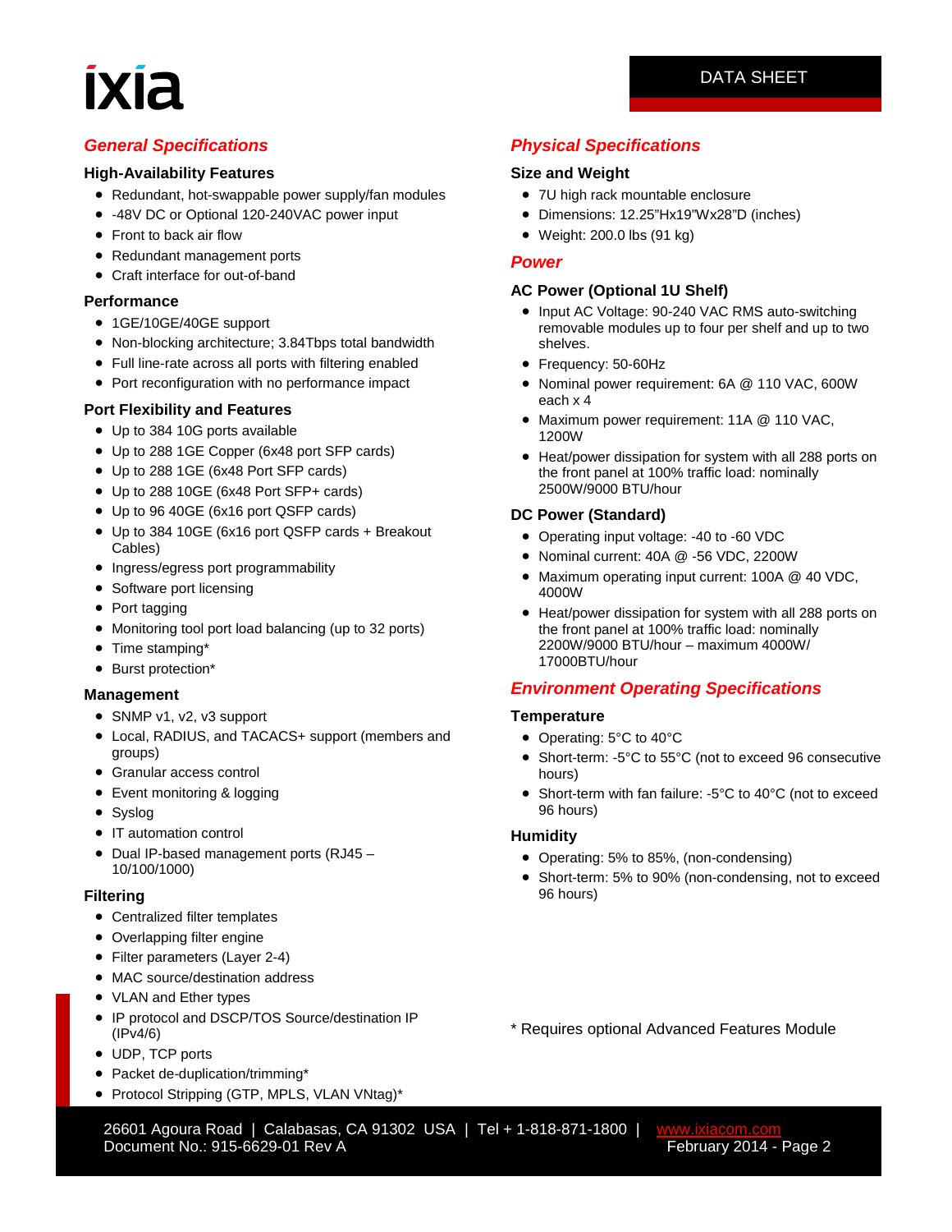## General Specifications

### High-Availability Features

- Redundant, hot-swappable power supply/fan modules
- -48V DC or Optional 120-240VAC power input
- Front to back air flow
- Redundant management ports
- Craft interface for out-of-band

### Performance

- 1GE/10GE/40GE support
- Non-blocking architecture; 3.84Tbps total bandwidth
- Full line-rate across all ports with filtering enabled
- Port reconfiguration with no performance impact

### Port Flexibility and Features

- Up to 384 10G ports available
- Up to 288 1GE Copper (6x48 port SFP cards)
- Up to 288 1GE (6x48 Port SFP cards)
- Up to 288 10GE (6x48 Port SFP+ cards)
- Up to 96 40GE (6x16 port QSFP cards)
- Up to 384 10GE (6x16 port QSFP cards + Breakout Cables)
- Ingress/egress port programmability
- Software port licensing
- Port tagging
- Monitoring tool port load balancing (up to 32 ports)
- Time stamping*
- Burst protection*

### Management

- SNMP v1, v2, v3 support
- Local, RADIUS, and TACACS+ support (members and groups)
- Granular access control
- Event monitoring & logging
- Syslog
- IT automation control
- Dual IP-based management ports (RJ45 – 10/100/1000)

### Filtering

- Centralized filter templates
- Overlapping filter engine
- Filter parameters (Layer 2-4)
- MAC source/destination address
- VLAN and Ether types
- IP protocol and DSCP/TOS Source/destination IP (IPv4/6)
- UDP, TCP ports
- Packet de-duplication/trimming*
- Protocol Stripping (GTP, MPLS, VLAN VNtag)*

## Physical Specifications

### Size and Weight

- 7U high rack mountable enclosure
- Dimensions: 12.25"Hx19"Wx28"D (inches)
- Weight: 200.0 lbs (91 kg)

## Power

### AC Power (Optional 1U Shelf)

- Input AC Voltage: 90-240 VAC RMS auto-switching removable modules up to four per shelf and up to two shelves.
- Frequency: 50-60Hz
- Nominal power requirement: 6A @ 110 VAC, 600W each x 4
- Maximum power requirement: 11A @ 110 VAC, 1200W
- Heat/power dissipation for system with all 288 ports on the front panel at 100% traffic load: nominally 2500W/9000 BTU/hour

### DC Power (Standard)

- Operating input voltage: -40 to -60 VDC
- Nominal current: 40A @ -56 VDC, 2200W
- Maximum operating input current: 100A @ 40 VDC, 4000W
- Heat/power dissipation for system with all 288 ports on the front panel at 100% traffic load: nominally 2200W/9000 BTU/hour – maximum 4000W/ 17000BTU/hour

## Environment Operating Specifications

### Temperature

- Operating: 5°C to 40°C
- Short-term: -5°C to 55°C (not to exceed 96 consecutive hours)
- Short-term with fan failure: -5°C to 40°C (not to exceed 96 hours)

### Humidity

- Operating: 5% to 85%, (non-condensing)
- Short-term: 5% to 90% (non-condensing, not to exceed 96 hours)

* Requires optional Advanced Features Module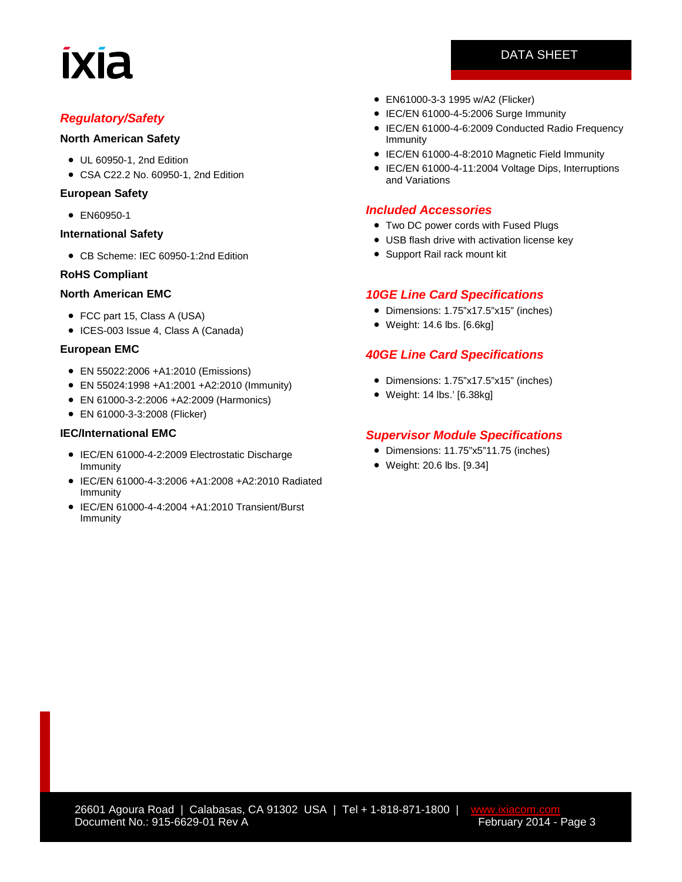## *Regulatory/Safety*

### North American Safety

- UL 60950-1, 2nd Edition
- CSA C22.2 No. 60950-1, 2nd Edition

### European Safety

- EN60950-1

### International Safety

- CB Scheme: IEC 60950-1:2nd Edition

### RoHS Compliant

### North American EMC

- FCC part 15, Class A (USA)
- ICES-003 Issue 4, Class A (Canada)

### European EMC

- EN 55022:2006 +A1:2010 (Emissions)
- EN 55024:1998 +A1:2001 +A2:2010 (Immunity)
- EN 61000-3-2:2006 +A2:2009 (Harmonics)
- EN 61000-3-3:2008 (Flicker)

### IEC/International EMC

- IEC/EN 61000-4-2:2009 Electrostatic Discharge Immunity
- IEC/EN 61000-4-3:2006 +A1:2008 +A2:2010 Radiated Immunity
- IEC/EN 61000-4-4:2004 +A1:2010 Transient/Burst Immunity
- EN61000-3-3 1995 w/A2 (Flicker)
- IEC/EN 61000-4-5:2006 Surge Immunity
- IEC/EN 61000-4-6:2009 Conducted Radio Frequency Immunity
- IEC/EN 61000-4-8:2010 Magnetic Field Immunity
- IEC/EN 61000-4-11:2004 Voltage Dips, Interruptions and Variations

## *Included Accessories*

- Two DC power cords with Fused Plugs
- USB flash drive with activation license key
- Support Rail rack mount kit

## *10GE Line Card Specifications*

- Dimensions: 1.75"x17.5"x15" (inches)
- Weight: 14.6 lbs. [6.6kg]

## *40GE Line Card Specifications*

- Dimensions: 1.75"x17.5"x15" (inches)
- Weight: 14 lbs.' [6.38kg]

## *Supervisor Module Specifications*

- Dimensions: 11.75"x5"11.75 (inches)
- Weight: 20.6 lbs. [9.34]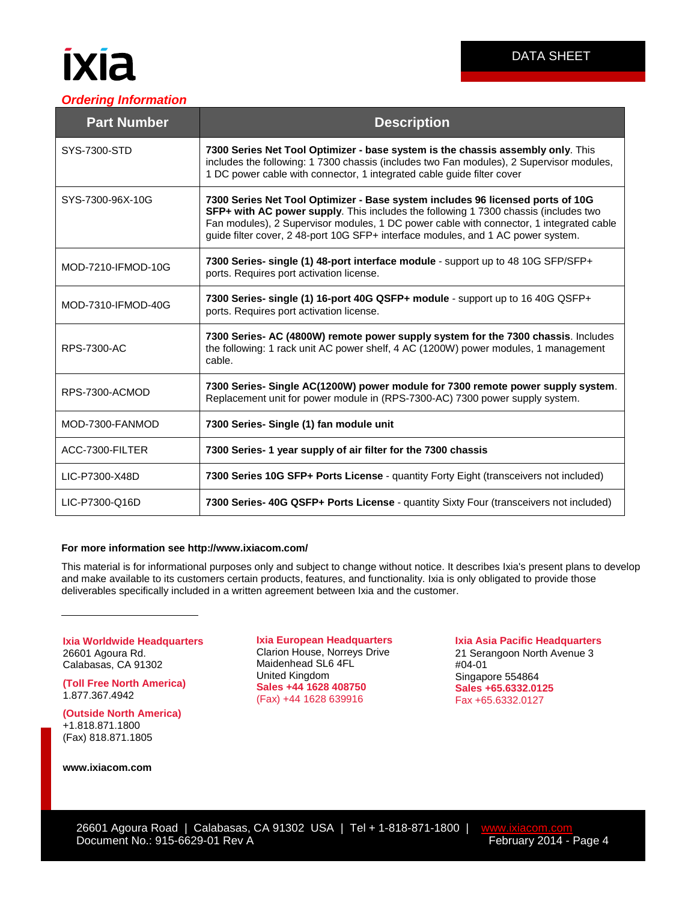## Ordering Information

| Part Number | Description |
|---|---|
| SYS-7300-STD | **7300 Series Net Tool Optimizer - base system is the chassis assembly only**. This includes the following: 1 7300 chassis (includes two Fan modules), 2 Supervisor modules, 1 DC power cable with connector, 1 integrated cable guide filter cover |
| SYS-7300-96X-10G | **7300 Series Net Tool Optimizer - Base system includes 96 licensed ports of 10G SFP+ with AC power supply**. This includes the following 1 7300 chassis (includes two Fan modules), 2 Supervisor modules, 1 DC power cable with connector, 1 integrated cable guide filter cover, 2 48-port 10G SFP+ interface modules, and 1 AC power system. |
| MOD-7210-IFMOD-10G | **7300 Series- single (1) 48-port interface module** - support up to 48 10G SFP/SFP+ ports. Requires port activation license. |
| MOD-7310-IFMOD-40G | **7300 Series- single (1) 16-port 40G QSFP+ module** - support up to 16 40G QSFP+ ports. Requires port activation license. |
| RPS-7300-AC | **7300 Series- AC (4800W) remote power supply system for the 7300 chassis**. Includes the following: 1 rack unit AC power shelf, 4 AC (1200W) power modules, 1 management cable. |
| RPS-7300-ACMOD | **7300 Series- Single AC(1200W) power module for 7300 remote power supply system**. Replacement unit for power module in (RPS-7300-AC) 7300 power supply system. |
| MOD-7300-FANMOD | **7300 Series- Single (1) fan module unit** |
| ACC-7300-FILTER | **7300 Series- 1 year supply of air filter for the 7300 chassis** |
| LIC-P7300-X48D | **7300 Series 10G SFP+ Ports License** - quantity Forty Eight (transceivers not included) |
| LIC-P7300-Q16D | **7300 Series- 40G QSFP+ Ports License** - quantity Sixty Four (transceivers not included) |

**For more information see http://www.ixiacom.com/**

This material is for informational purposes only and subject to change without notice. It describes Ixia's present plans to develop and make available to its customers certain products, features, and functionality. Ixia is only obligated to provide those deliverables specifically included in a written agreement between Ixia and the customer.

**Ixia Worldwide Headquarters**
26601 Agoura Rd.
Calabasas, CA 91302

**(Toll Free North America)**
1.877.367.4942

**(Outside North America)**
+1.818.871.1800
(Fax) 818.871.1805

**www.ixiacom.com**

**Ixia European Headquarters**
Clarion House, Norreys Drive
Maidenhead SL6 4FL
United Kingdom
**Sales +44 1628 408750**
(Fax) +44 1628 639916

**Ixia Asia Pacific Headquarters**
21 Serangoon North Avenue 3
#04-01
Singapore 554864
**Sales +65.6332.0125**
Fax +65.6332.0127